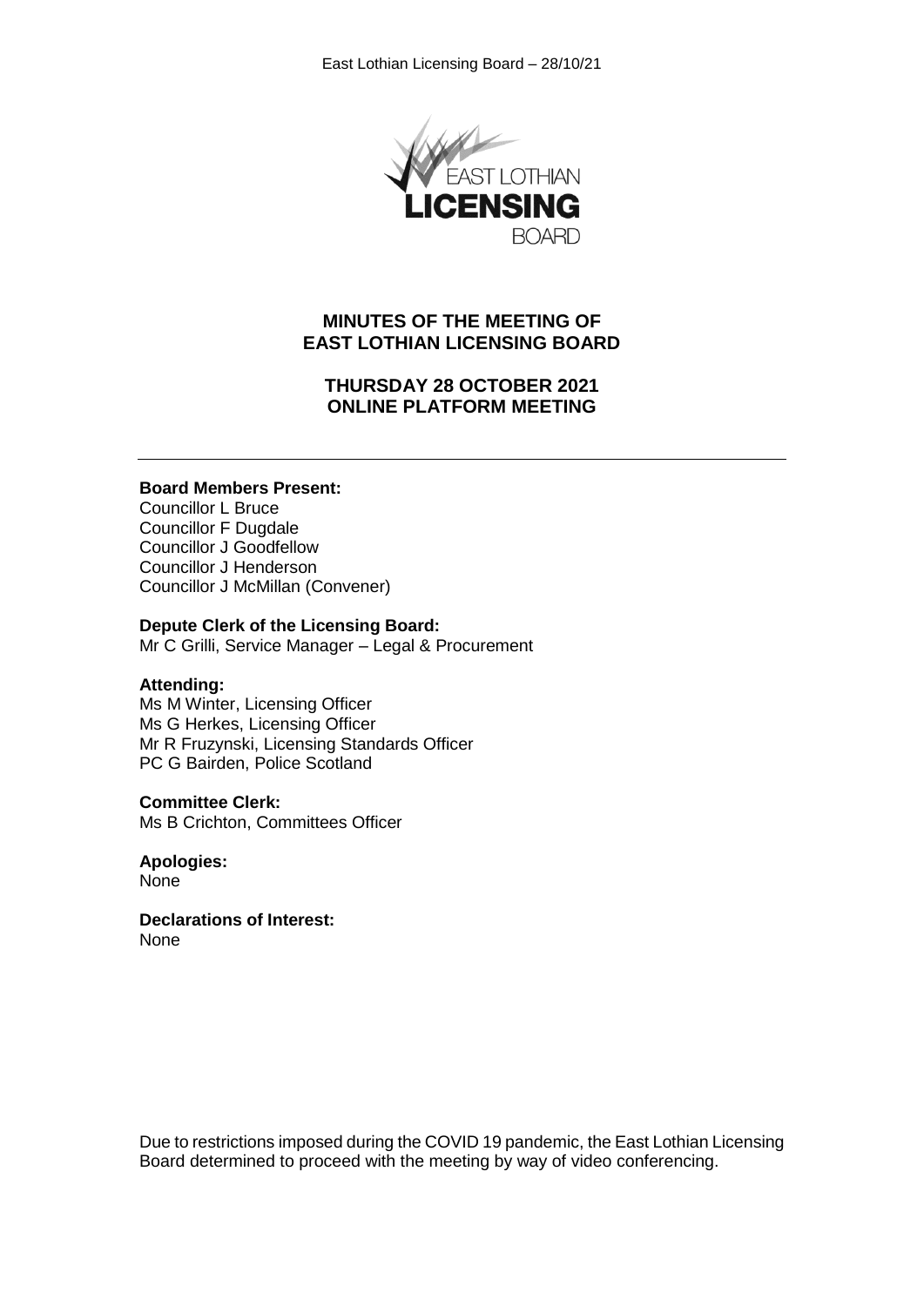# MINUTES OF THE MEETING OF EAST LOTHIAN LICENSING BOARD

## THURSDAY 28 OCTOBER 2021 ONLINE PLATFORM MEETING

---

**Board Members Present:**
Councillor L Bruce
Councillor F Dugdale
Councillor J Goodfellow
Councillor J Henderson
Councillor J McMillan (Convener)

**Depute Clerk of the Licensing Board:**
Mr C Grilli, Service Manager – Legal & Procurement

**Attending:**
Ms M Winter, Licensing Officer
Ms G Herkes, Licensing Officer
Mr R Fruzynski, Licensing Standards Officer
PC G Bairden, Police Scotland

**Committee Clerk:**
Ms B Crichton, Committees Officer

**Apologies:**
None

**Declarations of Interest:**
None

Due to restrictions imposed during the COVID 19 pandemic, the East Lothian Licensing Board determined to proceed with the meeting by way of video conferencing.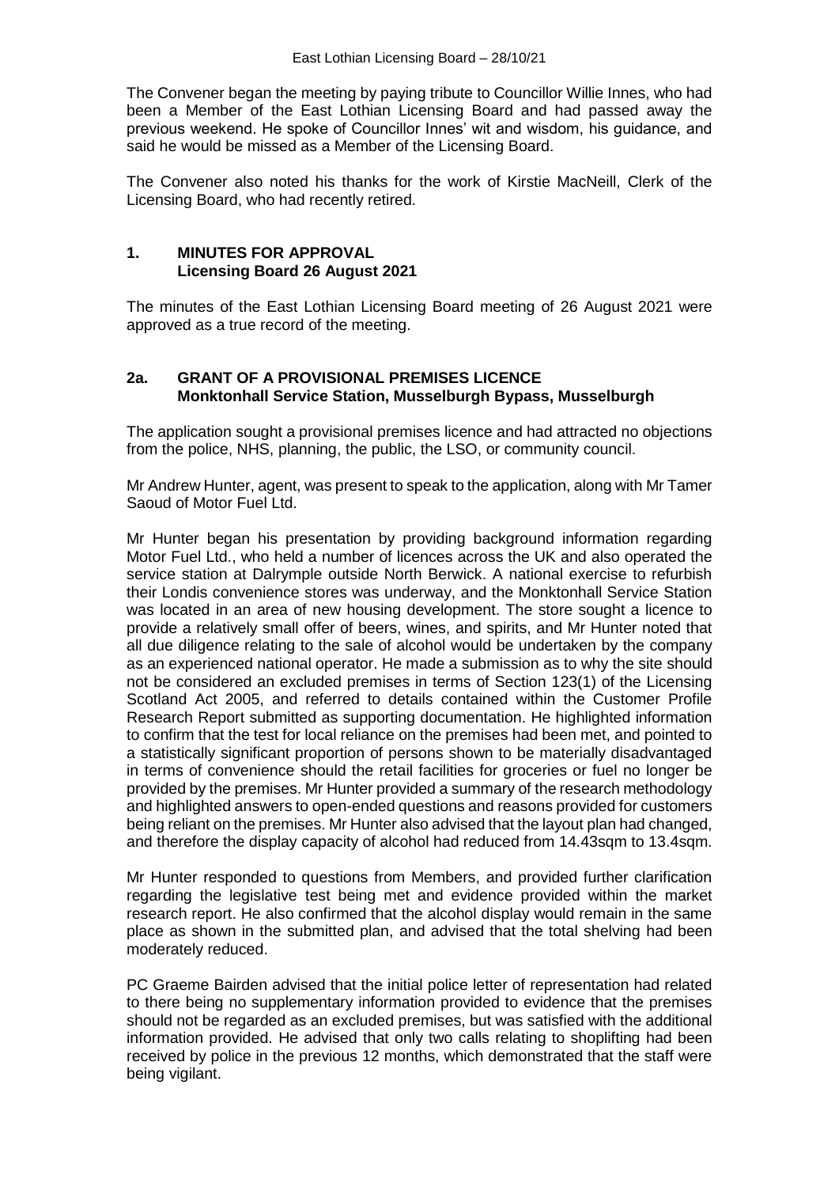The Convener began the meeting by paying tribute to Councillor Willie Innes, who had been a Member of the East Lothian Licensing Board and had passed away the previous weekend. He spoke of Councillor Innes' wit and wisdom, his guidance, and said he would be missed as a Member of the Licensing Board.

The Convener also noted his thanks for the work of Kirstie MacNeill, Clerk of the Licensing Board, who had recently retired.

## 1. MINUTES FOR APPROVAL
## Licensing Board 26 August 2021

The minutes of the East Lothian Licensing Board meeting of 26 August 2021 were approved as a true record of the meeting.

## 2a. GRANT OF A PROVISIONAL PREMISES LICENCE
## Monktonhall Service Station, Musselburgh Bypass, Musselburgh

The application sought a provisional premises licence and had attracted no objections from the police, NHS, planning, the public, the LSO, or community council.

Mr Andrew Hunter, agent, was present to speak to the application, along with Mr Tamer Saoud of Motor Fuel Ltd.

Mr Hunter began his presentation by providing background information regarding Motor Fuel Ltd., who held a number of licences across the UK and also operated the service station at Dalrymple outside North Berwick. A national exercise to refurbish their Londis convenience stores was underway, and the Monktonhall Service Station was located in an area of new housing development. The store sought a licence to provide a relatively small offer of beers, wines, and spirits, and Mr Hunter noted that all due diligence relating to the sale of alcohol would be undertaken by the company as an experienced national operator. He made a submission as to why the site should not be considered an excluded premises in terms of Section 123(1) of the Licensing Scotland Act 2005, and referred to details contained within the Customer Profile Research Report submitted as supporting documentation. He highlighted information to confirm that the test for local reliance on the premises had been met, and pointed to a statistically significant proportion of persons shown to be materially disadvantaged in terms of convenience should the retail facilities for groceries or fuel no longer be provided by the premises. Mr Hunter provided a summary of the research methodology and highlighted answers to open-ended questions and reasons provided for customers being reliant on the premises. Mr Hunter also advised that the layout plan had changed, and therefore the display capacity of alcohol had reduced from 14.43sqm to 13.4sqm.

Mr Hunter responded to questions from Members, and provided further clarification regarding the legislative test being met and evidence provided within the market research report. He also confirmed that the alcohol display would remain in the same place as shown in the submitted plan, and advised that the total shelving had been moderately reduced.

PC Graeme Bairden advised that the initial police letter of representation had related to there being no supplementary information provided to evidence that the premises should not be regarded as an excluded premises, but was satisfied with the additional information provided. He advised that only two calls relating to shoplifting had been received by police in the previous 12 months, which demonstrated that the staff were being vigilant.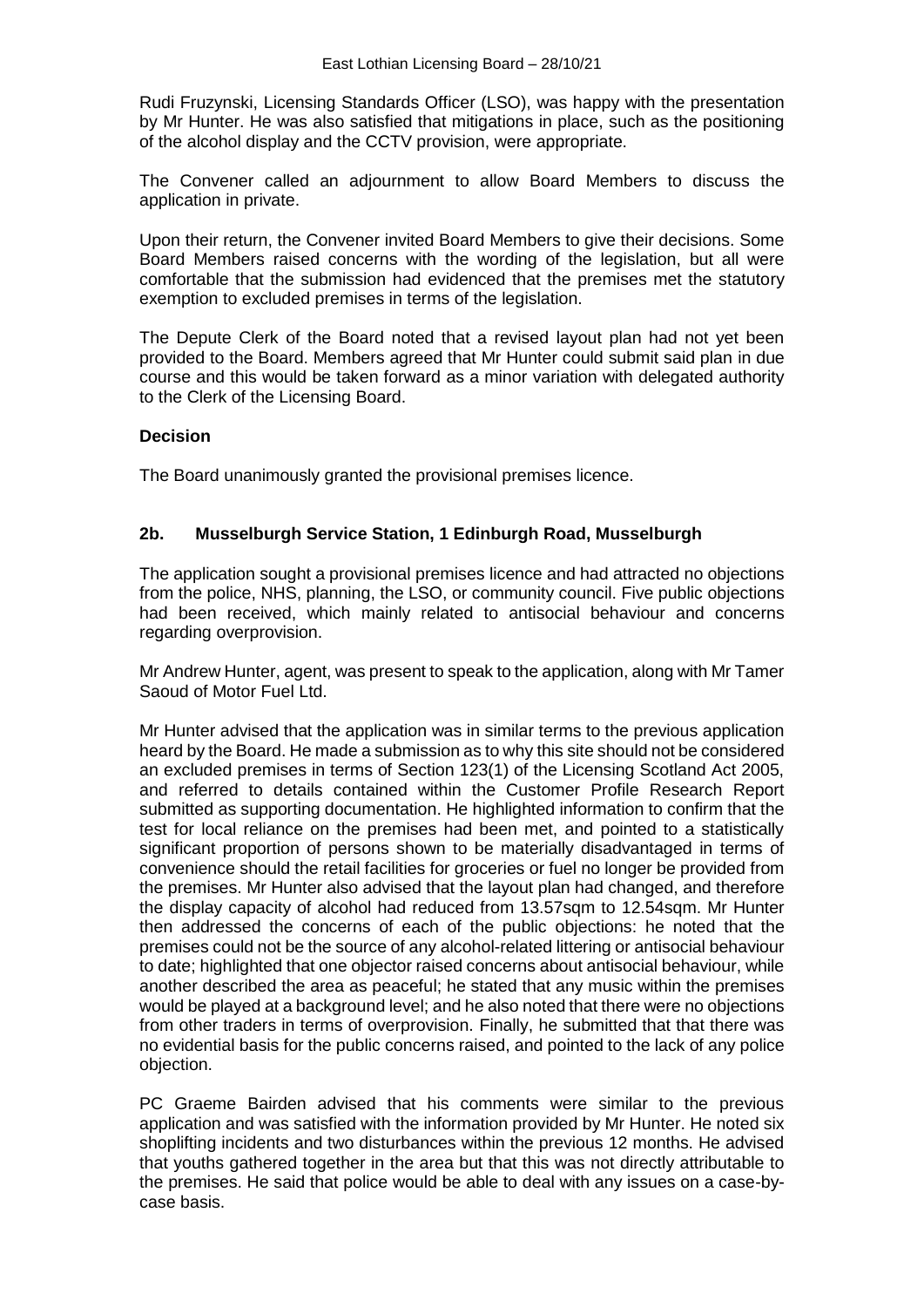Rudi Fruzynski, Licensing Standards Officer (LSO), was happy with the presentation by Mr Hunter. He was also satisfied that mitigations in place, such as the positioning of the alcohol display and the CCTV provision, were appropriate.

The Convener called an adjournment to allow Board Members to discuss the application in private.

Upon their return, the Convener invited Board Members to give their decisions. Some Board Members raised concerns with the wording of the legislation, but all were comfortable that the submission had evidenced that the premises met the statutory exemption to excluded premises in terms of the legislation.

The Depute Clerk of the Board noted that a revised layout plan had not yet been provided to the Board. Members agreed that Mr Hunter could submit said plan in due course and this would be taken forward as a minor variation with delegated authority to the Clerk of the Licensing Board.

**Decision**

The Board unanimously granted the provisional premises licence.

## 2b. Musselburgh Service Station, 1 Edinburgh Road, Musselburgh

The application sought a provisional premises licence and had attracted no objections from the police, NHS, planning, the LSO, or community council. Five public objections had been received, which mainly related to antisocial behaviour and concerns regarding overprovision.

Mr Andrew Hunter, agent, was present to speak to the application, along with Mr Tamer Saoud of Motor Fuel Ltd.

Mr Hunter advised that the application was in similar terms to the previous application heard by the Board. He made a submission as to why this site should not be considered an excluded premises in terms of Section 123(1) of the Licensing Scotland Act 2005, and referred to details contained within the Customer Profile Research Report submitted as supporting documentation. He highlighted information to confirm that the test for local reliance on the premises had been met, and pointed to a statistically significant proportion of persons shown to be materially disadvantaged in terms of convenience should the retail facilities for groceries or fuel no longer be provided from the premises. Mr Hunter also advised that the layout plan had changed, and therefore the display capacity of alcohol had reduced from 13.57sqm to 12.54sqm. Mr Hunter then addressed the concerns of each of the public objections: he noted that the premises could not be the source of any alcohol-related littering or antisocial behaviour to date; highlighted that one objector raised concerns about antisocial behaviour, while another described the area as peaceful; he stated that any music within the premises would be played at a background level; and he also noted that there were no objections from other traders in terms of overprovision. Finally, he submitted that that there was no evidential basis for the public concerns raised, and pointed to the lack of any police objection.

PC Graeme Bairden advised that his comments were similar to the previous application and was satisfied with the information provided by Mr Hunter. He noted six shoplifting incidents and two disturbances within the previous 12 months. He advised that youths gathered together in the area but that this was not directly attributable to the premises. He said that police would be able to deal with any issues on a case-by-case basis.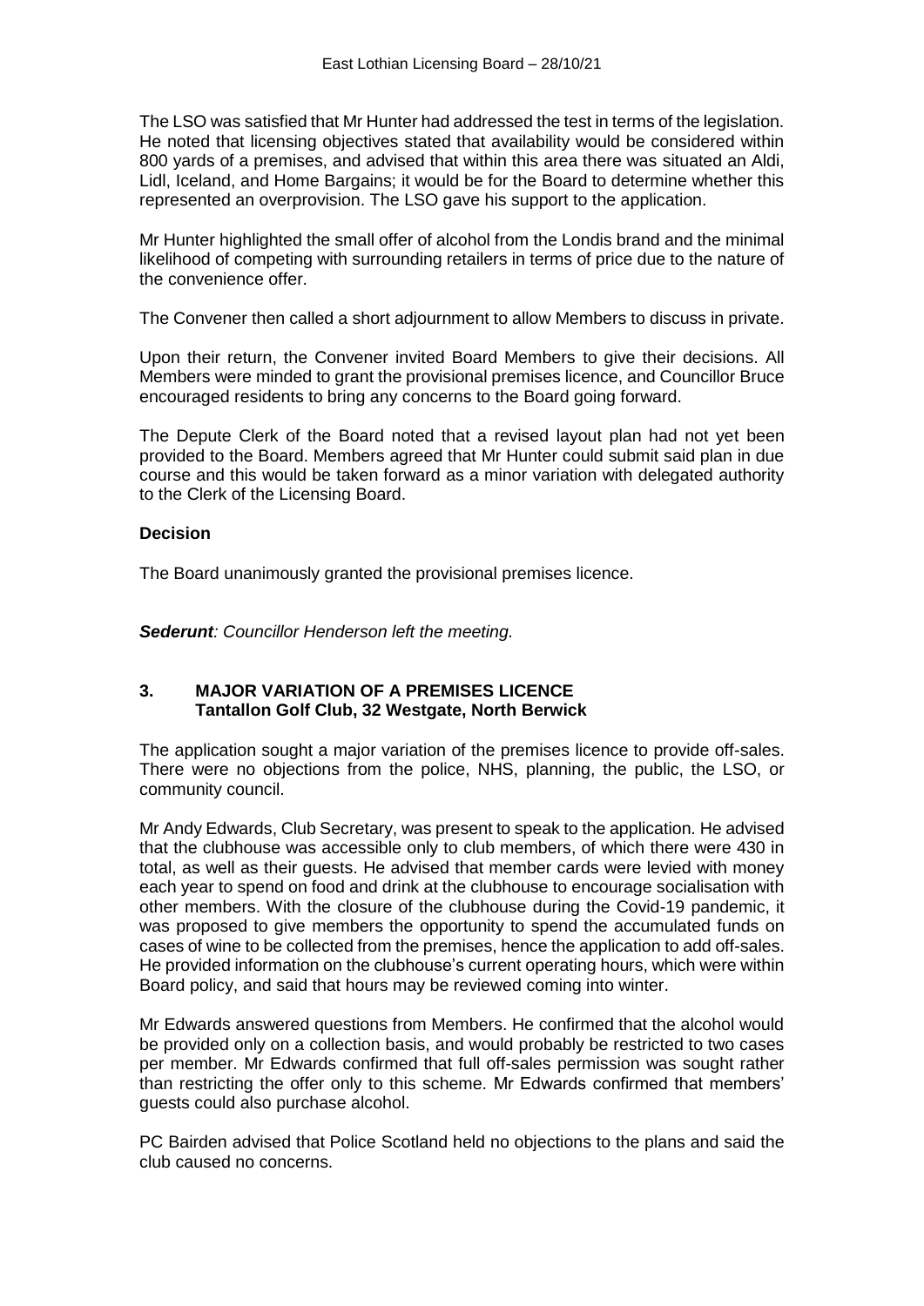The LSO was satisfied that Mr Hunter had addressed the test in terms of the legislation. He noted that licensing objectives stated that availability would be considered within 800 yards of a premises, and advised that within this area there was situated an Aldi, Lidl, Iceland, and Home Bargains; it would be for the Board to determine whether this represented an overprovision. The LSO gave his support to the application.

Mr Hunter highlighted the small offer of alcohol from the Londis brand and the minimal likelihood of competing with surrounding retailers in terms of price due to the nature of the convenience offer.

The Convener then called a short adjournment to allow Members to discuss in private.

Upon their return, the Convener invited Board Members to give their decisions. All Members were minded to grant the provisional premises licence, and Councillor Bruce encouraged residents to bring any concerns to the Board going forward.

The Depute Clerk of the Board noted that a revised layout plan had not yet been provided to the Board. Members agreed that Mr Hunter could submit said plan in due course and this would be taken forward as a minor variation with delegated authority to the Clerk of the Licensing Board.

**Decision**

The Board unanimously granted the provisional premises licence.

***Sederunt**: Councillor Henderson left the meeting.*

## 3. MAJOR VARIATION OF A PREMISES LICENCE
**Tantallon Golf Club, 32 Westgate, North Berwick**

The application sought a major variation of the premises licence to provide off-sales. There were no objections from the police, NHS, planning, the public, the LSO, or community council.

Mr Andy Edwards, Club Secretary, was present to speak to the application. He advised that the clubhouse was accessible only to club members, of which there were 430 in total, as well as their guests. He advised that member cards were levied with money each year to spend on food and drink at the clubhouse to encourage socialisation with other members. With the closure of the clubhouse during the Covid-19 pandemic, it was proposed to give members the opportunity to spend the accumulated funds on cases of wine to be collected from the premises, hence the application to add off-sales. He provided information on the clubhouse's current operating hours, which were within Board policy, and said that hours may be reviewed coming into winter.

Mr Edwards answered questions from Members. He confirmed that the alcohol would be provided only on a collection basis, and would probably be restricted to two cases per member. Mr Edwards confirmed that full off-sales permission was sought rather than restricting the offer only to this scheme. Mr Edwards confirmed that members' guests could also purchase alcohol.

PC Bairden advised that Police Scotland held no objections to the plans and said the club caused no concerns.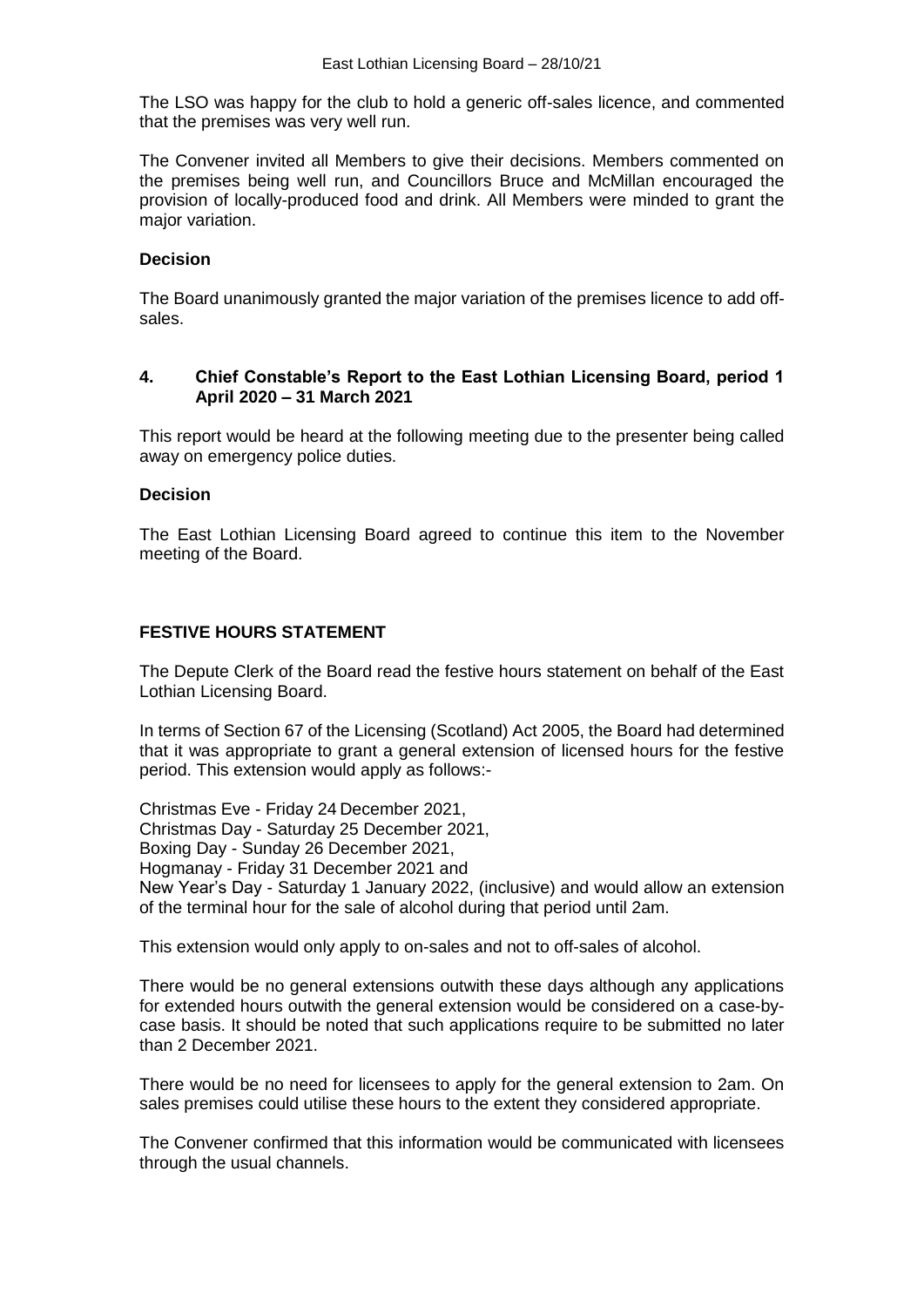The LSO was happy for the club to hold a generic off-sales licence, and commented that the premises was very well run.

The Convener invited all Members to give their decisions. Members commented on the premises being well run, and Councillors Bruce and McMillan encouraged the provision of locally-produced food and drink. All Members were minded to grant the major variation.

**Decision**

The Board unanimously granted the major variation of the premises licence to add off-sales.

### 4. Chief Constable's Report to the East Lothian Licensing Board, period 1 April 2020 – 31 March 2021

This report would be heard at the following meeting due to the presenter being called away on emergency police duties.

**Decision**

The East Lothian Licensing Board agreed to continue this item to the November meeting of the Board.

### FESTIVE HOURS STATEMENT

The Depute Clerk of the Board read the festive hours statement on behalf of the East Lothian Licensing Board.

In terms of Section 67 of the Licensing (Scotland) Act 2005, the Board had determined that it was appropriate to grant a general extension of licensed hours for the festive period. This extension would apply as follows:-

Christmas Eve - Friday 24 December 2021,
Christmas Day - Saturday 25 December 2021,
Boxing Day - Sunday 26 December 2021,
Hogmanay - Friday 31 December 2021 and
New Year's Day - Saturday 1 January 2022, (inclusive) and would allow an extension of the terminal hour for the sale of alcohol during that period until 2am.

This extension would only apply to on-sales and not to off-sales of alcohol.

There would be no general extensions outwith these days although any applications for extended hours outwith the general extension would be considered on a case-by-case basis. It should be noted that such applications require to be submitted no later than 2 December 2021.

There would be no need for licensees to apply for the general extension to 2am. On sales premises could utilise these hours to the extent they considered appropriate.

The Convener confirmed that this information would be communicated with licensees through the usual channels.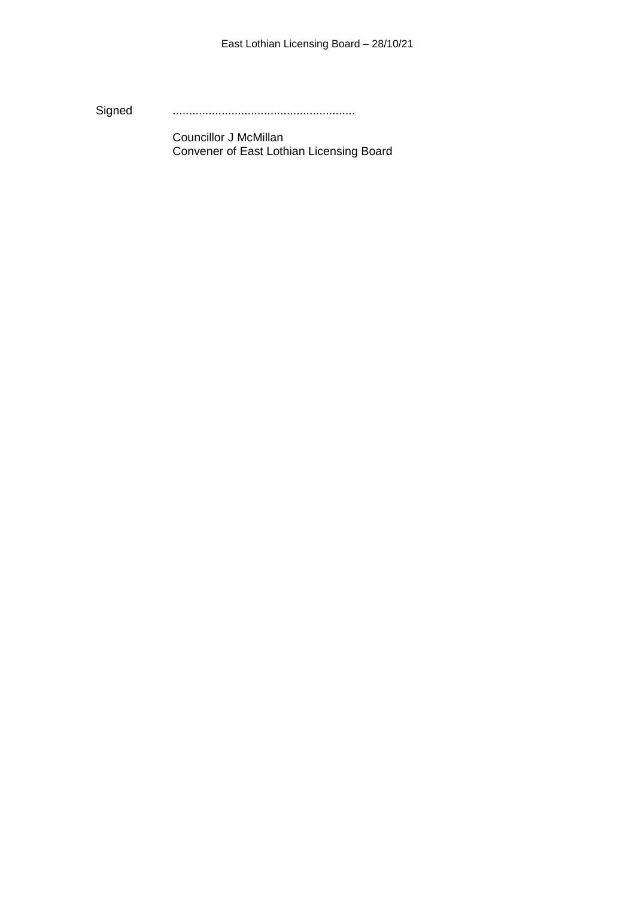Signed ........................................................

Councillor J McMillan
Convener of East Lothian Licensing Board